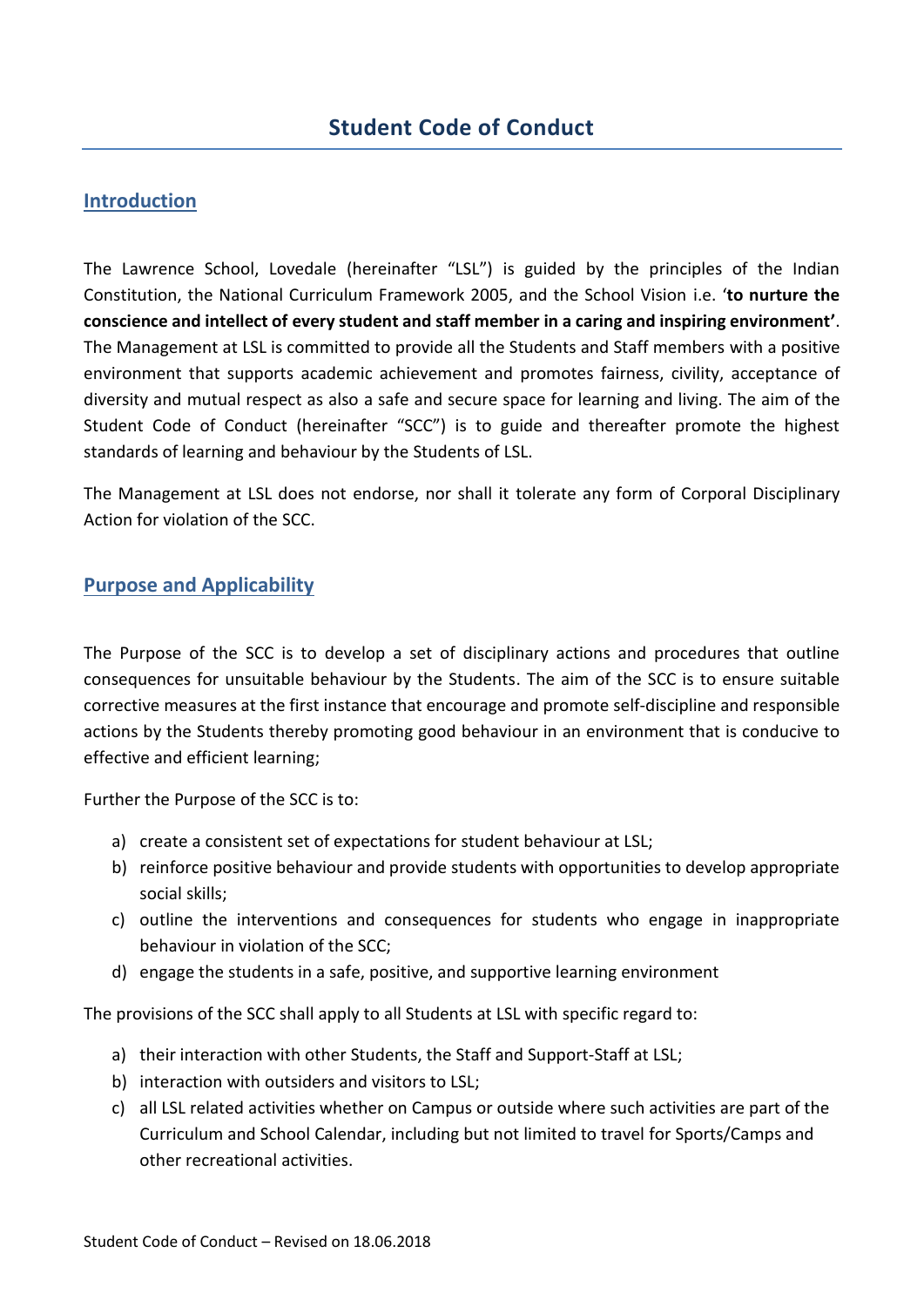# Student Code of Conduct

## Introduction

The Lawrence School, Lovedale (hereinafter "LSL") is guided by the principles of the Indian Constitution, the National Curriculum Framework 2005, and the School Vision i.e. '**to nurture the conscience and intellect of every student and staff member in a caring and inspiring environment'**. The Management at LSL is committed to provide all the Students and Staff members with a positive environment that supports academic achievement and promotes fairness, civility, acceptance of diversity and mutual respect as also a safe and secure space for learning and living. The aim of the Student Code of Conduct (hereinafter "SCC") is to guide and thereafter promote the highest standards of learning and behaviour by the Students of LSL.

The Management at LSL does not endorse, nor shall it tolerate any form of Corporal Disciplinary Action for violation of the SCC.

## Purpose and Applicability

The Purpose of the SCC is to develop a set of disciplinary actions and procedures that outline consequences for unsuitable behaviour by the Students. The aim of the SCC is to ensure suitable corrective measures at the first instance that encourage and promote self-discipline and responsible actions by the Students thereby promoting good behaviour in an environment that is conducive to effective and efficient learning;

Further the Purpose of the SCC is to:

a) create a consistent set of expectations for student behaviour at LSL;
b) reinforce positive behaviour and provide students with opportunities to develop appropriate social skills;
c) outline the interventions and consequences for students who engage in inappropriate behaviour in violation of the SCC;
d) engage the students in a safe, positive, and supportive learning environment

The provisions of the SCC shall apply to all Students at LSL with specific regard to:

a) their interaction with other Students, the Staff and Support-Staff at LSL;
b) interaction with outsiders and visitors to LSL;
c) all LSL related activities whether on Campus or outside where such activities are part of the Curriculum and School Calendar, including but not limited to travel for Sports/Camps and other recreational activities.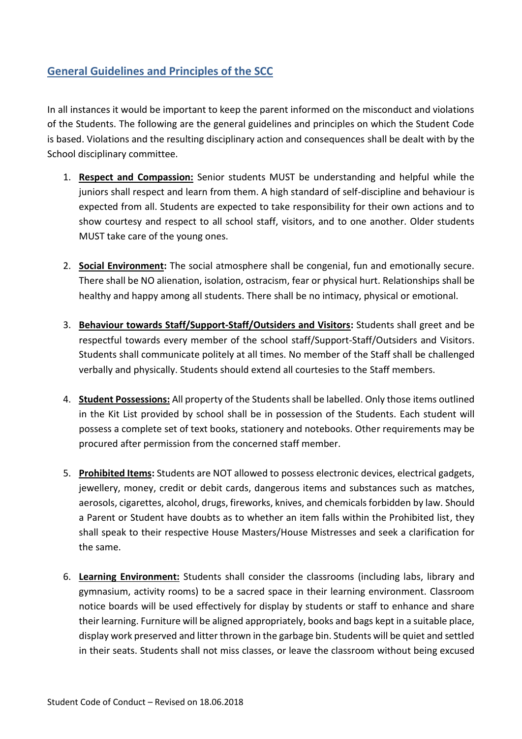## General Guidelines and Principles of the SCC

In all instances it would be important to keep the parent informed on the misconduct and violations of the Students. The following are the general guidelines and principles on which the Student Code is based. Violations and the resulting disciplinary action and consequences shall be dealt with by the School disciplinary committee.

1. **Respect and Compassion:** Senior students MUST be understanding and helpful while the juniors shall respect and learn from them. A high standard of self-discipline and behaviour is expected from all. Students are expected to take responsibility for their own actions and to show courtesy and respect to all school staff, visitors, and to one another. Older students MUST take care of the young ones.

2. **Social Environment:** The social atmosphere shall be congenial, fun and emotionally secure. There shall be NO alienation, isolation, ostracism, fear or physical hurt. Relationships shall be healthy and happy among all students. There shall be no intimacy, physical or emotional.

3. **Behaviour towards Staff/Support-Staff/Outsiders and Visitors:** Students shall greet and be respectful towards every member of the school staff/Support-Staff/Outsiders and Visitors. Students shall communicate politely at all times. No member of the Staff shall be challenged verbally and physically. Students should extend all courtesies to the Staff members.

4. **Student Possessions:** All property of the Students shall be labelled. Only those items outlined in the Kit List provided by school shall be in possession of the Students. Each student will possess a complete set of text books, stationery and notebooks. Other requirements may be procured after permission from the concerned staff member.

5. **Prohibited Items:** Students are NOT allowed to possess electronic devices, electrical gadgets, jewellery, money, credit or debit cards, dangerous items and substances such as matches, aerosols, cigarettes, alcohol, drugs, fireworks, knives, and chemicals forbidden by law. Should a Parent or Student have doubts as to whether an item falls within the Prohibited list, they shall speak to their respective House Masters/House Mistresses and seek a clarification for the same.

6. **Learning Environment:** Students shall consider the classrooms (including labs, library and gymnasium, activity rooms) to be a sacred space in their learning environment. Classroom notice boards will be used effectively for display by students or staff to enhance and share their learning. Furniture will be aligned appropriately, books and bags kept in a suitable place, display work preserved and litter thrown in the garbage bin. Students will be quiet and settled in their seats. Students shall not miss classes, or leave the classroom without being excused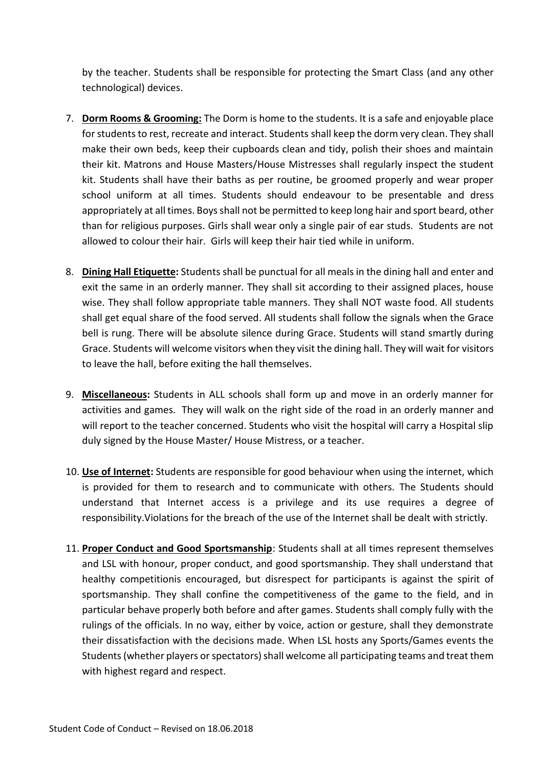by the teacher. Students shall be responsible for protecting the Smart Class (and any other technological) devices.

7. **Dorm Rooms & Grooming:** The Dorm is home to the students. It is a safe and enjoyable place for students to rest, recreate and interact. Students shall keep the dorm very clean. They shall make their own beds, keep their cupboards clean and tidy, polish their shoes and maintain their kit. Matrons and House Masters/House Mistresses shall regularly inspect the student kit. Students shall have their baths as per routine, be groomed properly and wear proper school uniform at all times. Students should endeavour to be presentable and dress appropriately at all times. Boys shall not be permitted to keep long hair and sport beard, other than for religious purposes. Girls shall wear only a single pair of ear studs. Students are not allowed to colour their hair. Girls will keep their hair tied while in uniform.

8. **Dining Hall Etiquette:** Students shall be punctual for all meals in the dining hall and enter and exit the same in an orderly manner. They shall sit according to their assigned places, house wise. They shall follow appropriate table manners. They shall NOT waste food. All students shall get equal share of the food served. All students shall follow the signals when the Grace bell is rung. There will be absolute silence during Grace. Students will stand smartly during Grace. Students will welcome visitors when they visit the dining hall. They will wait for visitors to leave the hall, before exiting the hall themselves.

9. **Miscellaneous:** Students in ALL schools shall form up and move in an orderly manner for activities and games. They will walk on the right side of the road in an orderly manner and will report to the teacher concerned. Students who visit the hospital will carry a Hospital slip duly signed by the House Master/ House Mistress, or a teacher.

10. **Use of Internet:** Students are responsible for good behaviour when using the internet, which is provided for them to research and to communicate with others. The Students should understand that Internet access is a privilege and its use requires a degree of responsibility.Violations for the breach of the use of the Internet shall be dealt with strictly.

11. **Proper Conduct and Good Sportsmanship**: Students shall at all times represent themselves and LSL with honour, proper conduct, and good sportsmanship. They shall understand that healthy competitionis encouraged, but disrespect for participants is against the spirit of sportsmanship. They shall confine the competitiveness of the game to the field, and in particular behave properly both before and after games. Students shall comply fully with the rulings of the officials. In no way, either by voice, action or gesture, shall they demonstrate their dissatisfaction with the decisions made. When LSL hosts any Sports/Games events the Students (whether players or spectators) shall welcome all participating teams and treat them with highest regard and respect.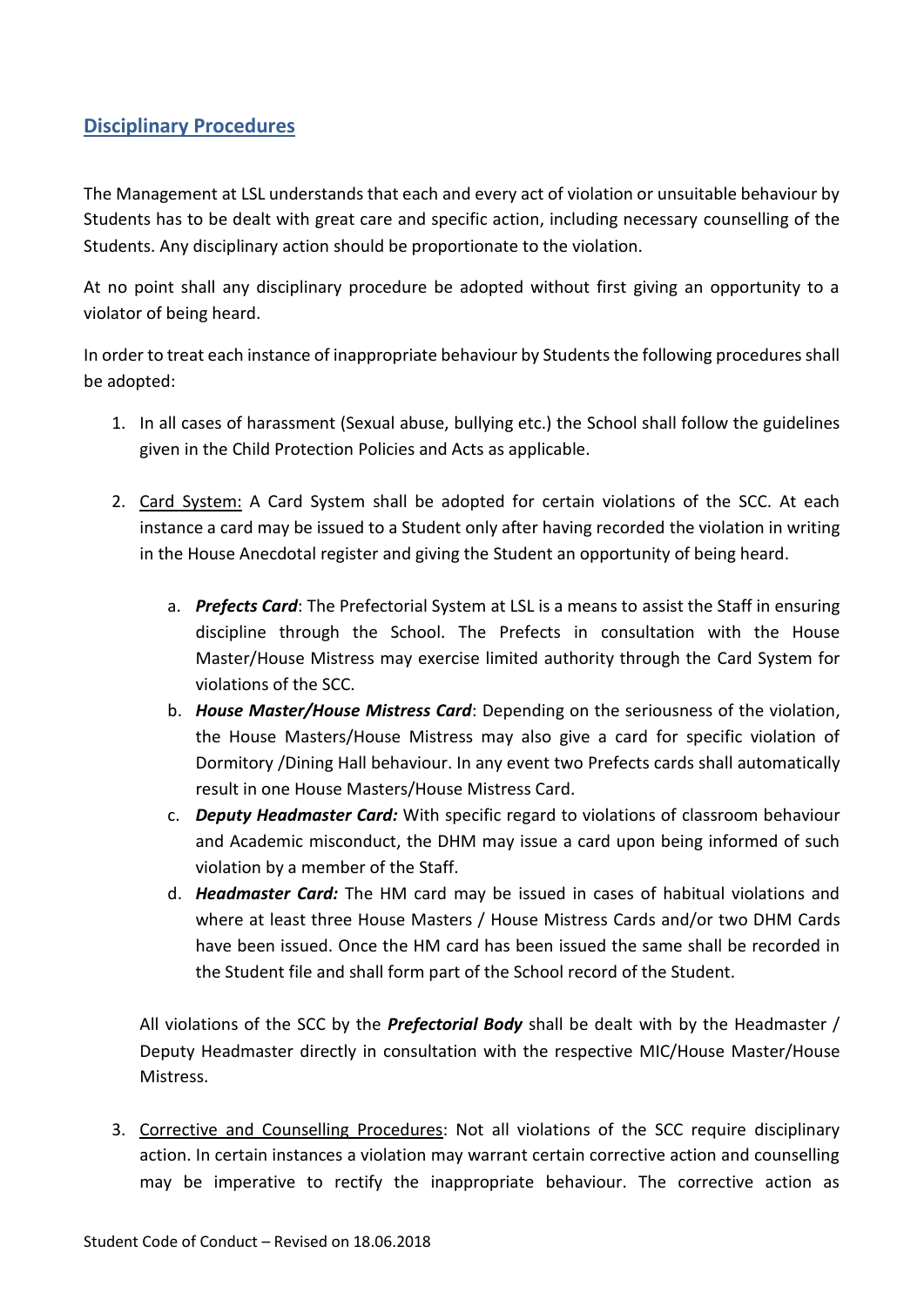## Disciplinary Procedures

The Management at LSL understands that each and every act of violation or unsuitable behaviour by Students has to be dealt with great care and specific action, including necessary counselling of the Students. Any disciplinary action should be proportionate to the violation.

At no point shall any disciplinary procedure be adopted without first giving an opportunity to a violator of being heard.

In order to treat each instance of inappropriate behaviour by Students the following procedures shall be adopted:

1. In all cases of harassment (Sexual abuse, bullying etc.) the School shall follow the guidelines given in the Child Protection Policies and Acts as applicable.

2. Card System: A Card System shall be adopted for certain violations of the SCC. At each instance a card may be issued to a Student only after having recorded the violation in writing in the House Anecdotal register and giving the Student an opportunity of being heard.

   a. ***Prefects Card***: The Prefectorial System at LSL is a means to assist the Staff in ensuring discipline through the School. The Prefects in consultation with the House Master/House Mistress may exercise limited authority through the Card System for violations of the SCC.
   b. ***House Master/House Mistress Card***: Depending on the seriousness of the violation, the House Masters/House Mistress may also give a card for specific violation of Dormitory /Dining Hall behaviour. In any event two Prefects cards shall automatically result in one House Masters/House Mistress Card.
   c. ***Deputy Headmaster Card:*** With specific regard to violations of classroom behaviour and Academic misconduct, the DHM may issue a card upon being informed of such violation by a member of the Staff.
   d. ***Headmaster Card:*** The HM card may be issued in cases of habitual violations and where at least three House Masters / House Mistress Cards and/or two DHM Cards have been issued. Once the HM card has been issued the same shall be recorded in the Student file and shall form part of the School record of the Student.

   All violations of the SCC by the ***Prefectorial Body*** shall be dealt with by the Headmaster / Deputy Headmaster directly in consultation with the respective MIC/House Master/House Mistress.

3. Corrective and Counselling Procedures: Not all violations of the SCC require disciplinary action. In certain instances a violation may warrant certain corrective action and counselling may be imperative to rectify the inappropriate behaviour. The corrective action as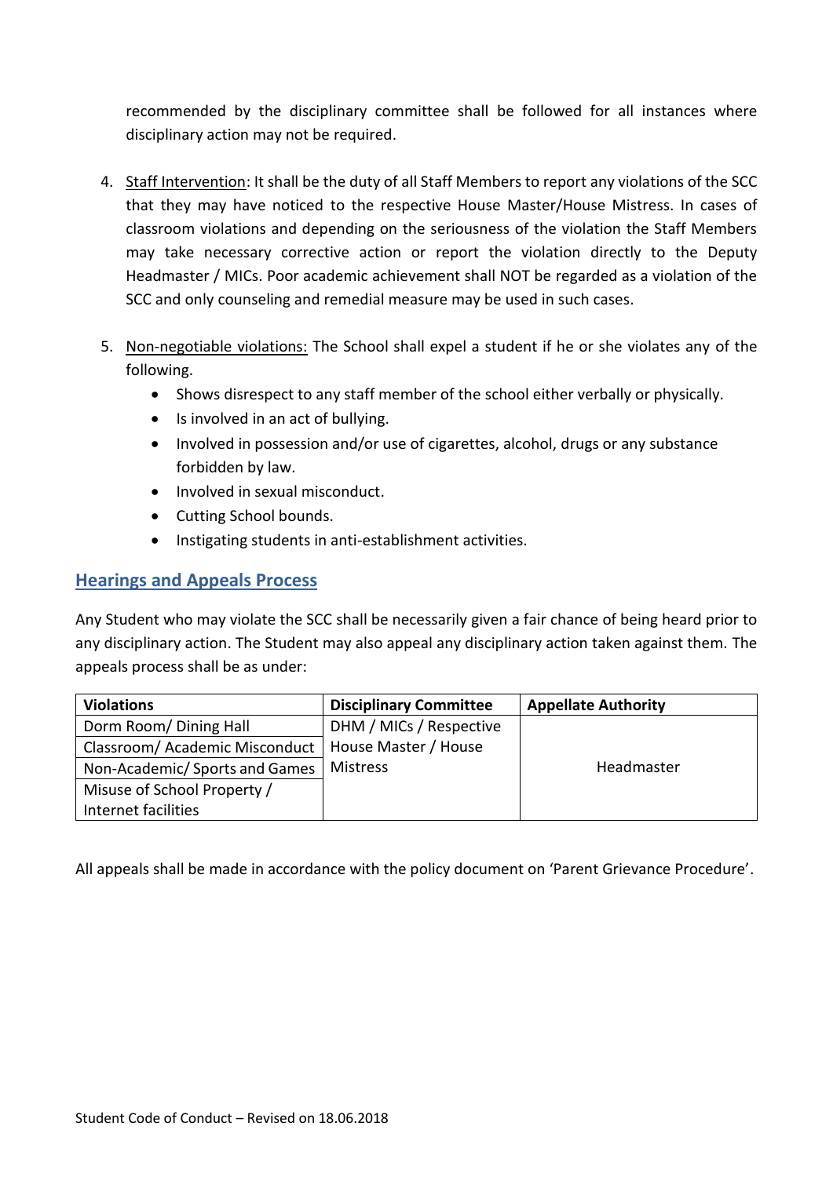recommended by the disciplinary committee shall be followed for all instances where disciplinary action may not be required.

4. <u>Staff Intervention</u>: It shall be the duty of all Staff Members to report any violations of the SCC that they may have noticed to the respective House Master/House Mistress. In cases of classroom violations and depending on the seriousness of the violation the Staff Members may take necessary corrective action or report the violation directly to the Deputy Headmaster / MICs. Poor academic achievement shall NOT be regarded as a violation of the SCC and only counseling and remedial measure may be used in such cases.

5. <u>Non-negotiable violations:</u> The School shall expel a student if he or she violates any of the following.
   - Shows disrespect to any staff member of the school either verbally or physically.
   - Is involved in an act of bullying.
   - Involved in possession and/or use of cigarettes, alcohol, drugs or any substance forbidden by law.
   - Involved in sexual misconduct.
   - Cutting School bounds.
   - Instigating students in anti-establishment activities.

## Hearings and Appeals Process

Any Student who may violate the SCC shall be necessarily given a fair chance of being heard prior to any disciplinary action. The Student may also appeal any disciplinary action taken against them. The appeals process shall be as under:

| Violations | Disciplinary Committee | Appellate Authority |
|---|---|---|
| Dorm Room/ Dining Hall | DHM / MICs / Respective House Master / House Mistress | Headmaster |
| Classroom/ Academic Misconduct | | |
| Non-Academic/ Sports and Games | | |
| Misuse of School Property / Internet facilities | | |

All appeals shall be made in accordance with the policy document on 'Parent Grievance Procedure'.